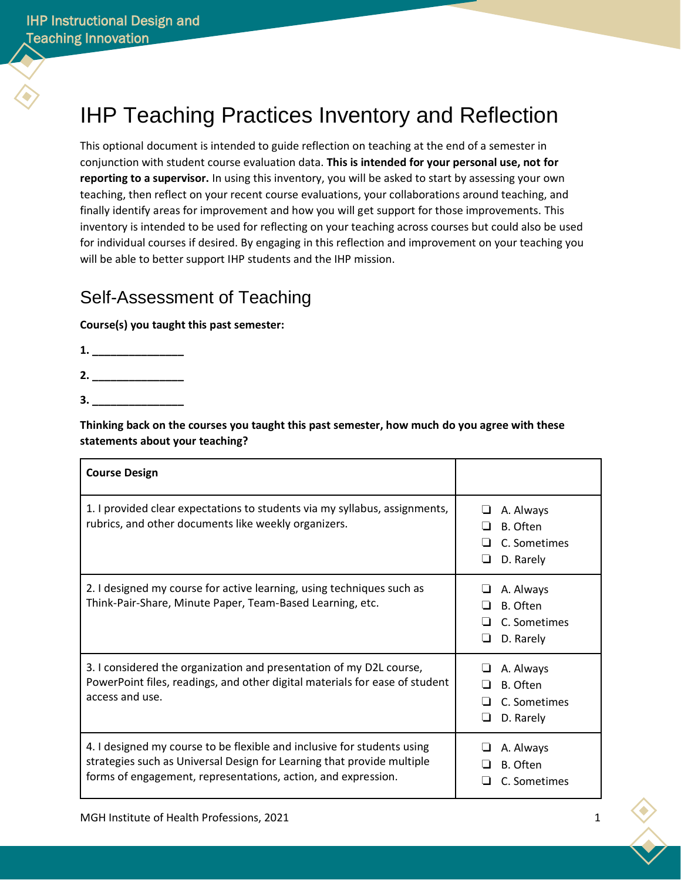# IHP Teaching Practices Inventory and Reflection

This optional document is intended to guide reflection on teaching at the end of a semester in conjunction with student course evaluation data. **This is intended for your personal use, not for reporting to a supervisor.** In using this inventory, you will be asked to start by assessing your own teaching, then reflect on your recent course evaluations, your collaborations around teaching, and finally identify areas for improvement and how you will get support for those improvements. This inventory is intended to be used for reflecting on your teaching across courses but could also be used for individual courses if desired. By engaging in this reflection and improvement on your teaching you will be able to better support IHP students and the IHP mission.

## Self-Assessment of Teaching

**Course(s) you taught this past semester:**

**1. _______________**

**2. _______________**

**3. _______________**

**Thinking back on the courses you taught this past semester, how much do you agree with these statements about your teaching?**

| **Course Design** | |
|---|---|
| 1. I provided clear expectations to students via my syllabus, assignments, rubrics, and other documents like weekly organizers. | ❏ A. Always<br>❏ B. Often<br>❏ C. Sometimes<br>❏ D. Rarely |
| 2. I designed my course for active learning, using techniques such as Think-Pair-Share, Minute Paper, Team-Based Learning, etc. | ❏ A. Always<br>❏ B. Often<br>❏ C. Sometimes<br>❏ D. Rarely |
| 3. I considered the organization and presentation of my D2L course, PowerPoint files, readings, and other digital materials for ease of student access and use. | ❏ A. Always<br>❏ B. Often<br>❏ C. Sometimes<br>❏ D. Rarely |
| 4. I designed my course to be flexible and inclusive for students using strategies such as Universal Design for Learning that provide multiple forms of engagement, representations, action, and expression. | ❏ A. Always<br>❏ B. Often<br>❏ C. Sometimes |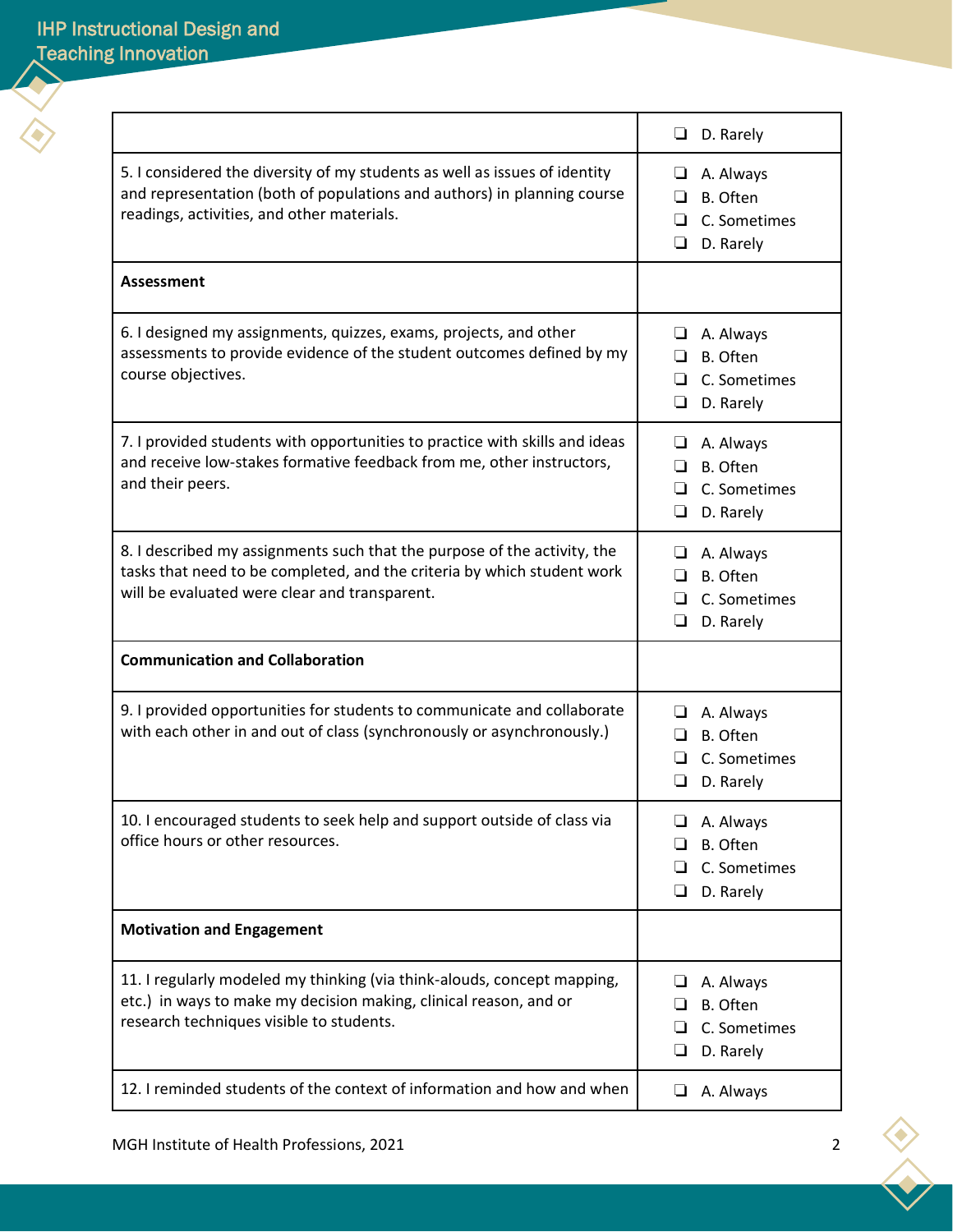| | |
|---|---|
| | ❑ D. Rarely |
| 5. I considered the diversity of my students as well as issues of identity and representation (both of populations and authors) in planning course readings, activities, and other materials. | ❑ A. Always<br>❑ B. Often<br>❑ C. Sometimes<br>❑ D. Rarely |
| **Assessment** | |
| 6. I designed my assignments, quizzes, exams, projects, and other assessments to provide evidence of the student outcomes defined by my course objectives. | ❑ A. Always<br>❑ B. Often<br>❑ C. Sometimes<br>❑ D. Rarely |
| 7. I provided students with opportunities to practice with skills and ideas and receive low-stakes formative feedback from me, other instructors, and their peers. | ❑ A. Always<br>❑ B. Often<br>❑ C. Sometimes<br>❑ D. Rarely |
| 8. I described my assignments such that the purpose of the activity, the tasks that need to be completed, and the criteria by which student work will be evaluated were clear and transparent. | ❑ A. Always<br>❑ B. Often<br>❑ C. Sometimes<br>❑ D. Rarely |
| **Communication and Collaboration** | |
| 9. I provided opportunities for students to communicate and collaborate with each other in and out of class (synchronously or asynchronously.) | ❑ A. Always<br>❑ B. Often<br>❑ C. Sometimes<br>❑ D. Rarely |
| 10. I encouraged students to seek help and support outside of class via office hours or other resources. | ❑ A. Always<br>❑ B. Often<br>❑ C. Sometimes<br>❑ D. Rarely |
| **Motivation and Engagement** | |
| 11. I regularly modeled my thinking (via think-alouds, concept mapping, etc.) in ways to make my decision making, clinical reason, and or research techniques visible to students. | ❑ A. Always<br>❑ B. Often<br>❑ C. Sometimes<br>❑ D. Rarely |
| 12. I reminded students of the context of information and how and when | ❑ A. Always |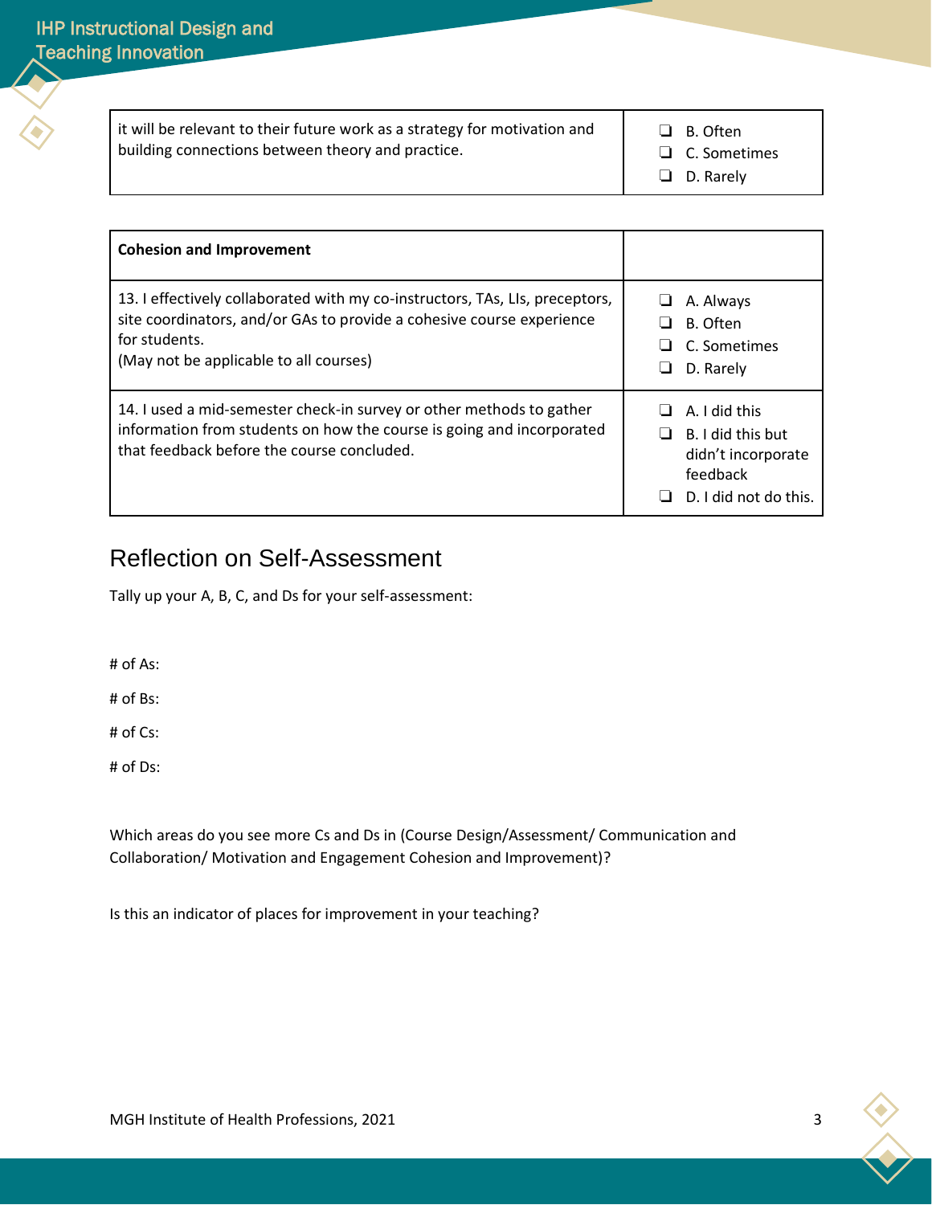| | |
|---|---|
| it will be relevant to their future work as a strategy for motivation and building connections between theory and practice. | ❑ B. Often<br>❑ C. Sometimes<br>❑ D. Rarely |

| **Cohesion and Improvement** | |
|---|---|
| 13. I effectively collaborated with my co-instructors, TAs, LIs, preceptors, site coordinators, and/or GAs to provide a cohesive course experience for students.<br>(May not be applicable to all courses) | ❑ A. Always<br>❑ B. Often<br>❑ C. Sometimes<br>❑ D. Rarely |
| 14. I used a mid-semester check-in survey or other methods to gather information from students on how the course is going and incorporated that feedback before the course concluded. | ❑ A. I did this<br>❑ B. I did this but didn't incorporate feedback<br>❑ D. I did not do this. |

## Reflection on Self-Assessment

Tally up your A, B, C, and Ds for your self-assessment:

# of As:

# of Bs:

# of Cs:

# of Ds:

Which areas do you see more Cs and Ds in (Course Design/Assessment/ Communication and Collaboration/ Motivation and Engagement Cohesion and Improvement)?

Is this an indicator of places for improvement in your teaching?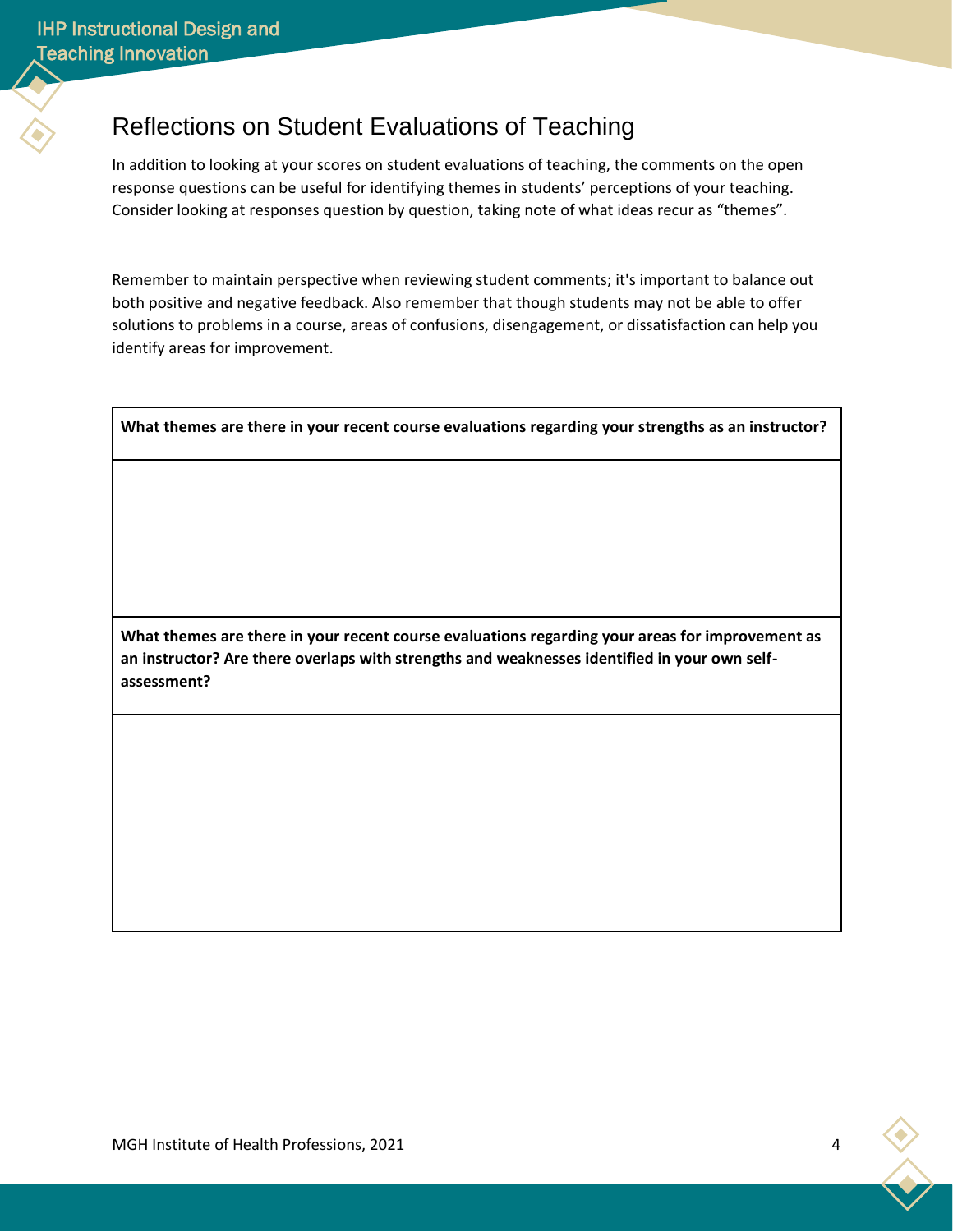# Reflections on Student Evaluations of Teaching

In addition to looking at your scores on student evaluations of teaching, the comments on the open response questions can be useful for identifying themes in students' perceptions of your teaching. Consider looking at responses question by question, taking note of what ideas recur as "themes".

Remember to maintain perspective when reviewing student comments; it's important to balance out both positive and negative feedback. Also remember that though students may not be able to offer solutions to problems in a course, areas of confusions, disengagement, or dissatisfaction can help you identify areas for improvement.

| **What themes are there in your recent course evaluations regarding your strengths as an instructor?** |
| --- |
| |
| **What themes are there in your recent course evaluations regarding your areas for improvement as an instructor? Are there overlaps with strengths and weaknesses identified in your own self-assessment?** |
| |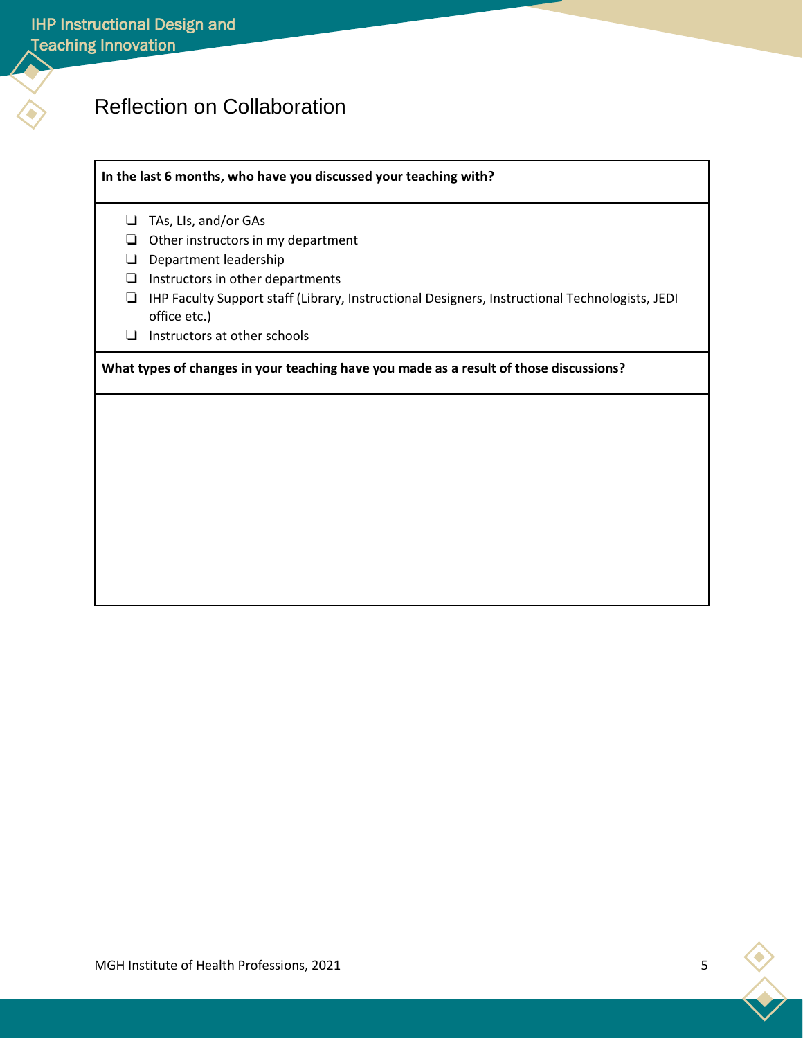## Reflection on Collaboration

| In the last 6 months, who have you discussed your teaching with? |
|---|
| ❏ TAs, LIs, and/or GAs<br>❏ Other instructors in my department<br>❏ Department leadership<br>❏ Instructors in other departments<br>❏ IHP Faculty Support staff (Library, Instructional Designers, Instructional Technologists, JEDI office etc.)<br>❏ Instructors at other schools |
| **What types of changes in your teaching have you made as a result of those discussions?** |
| |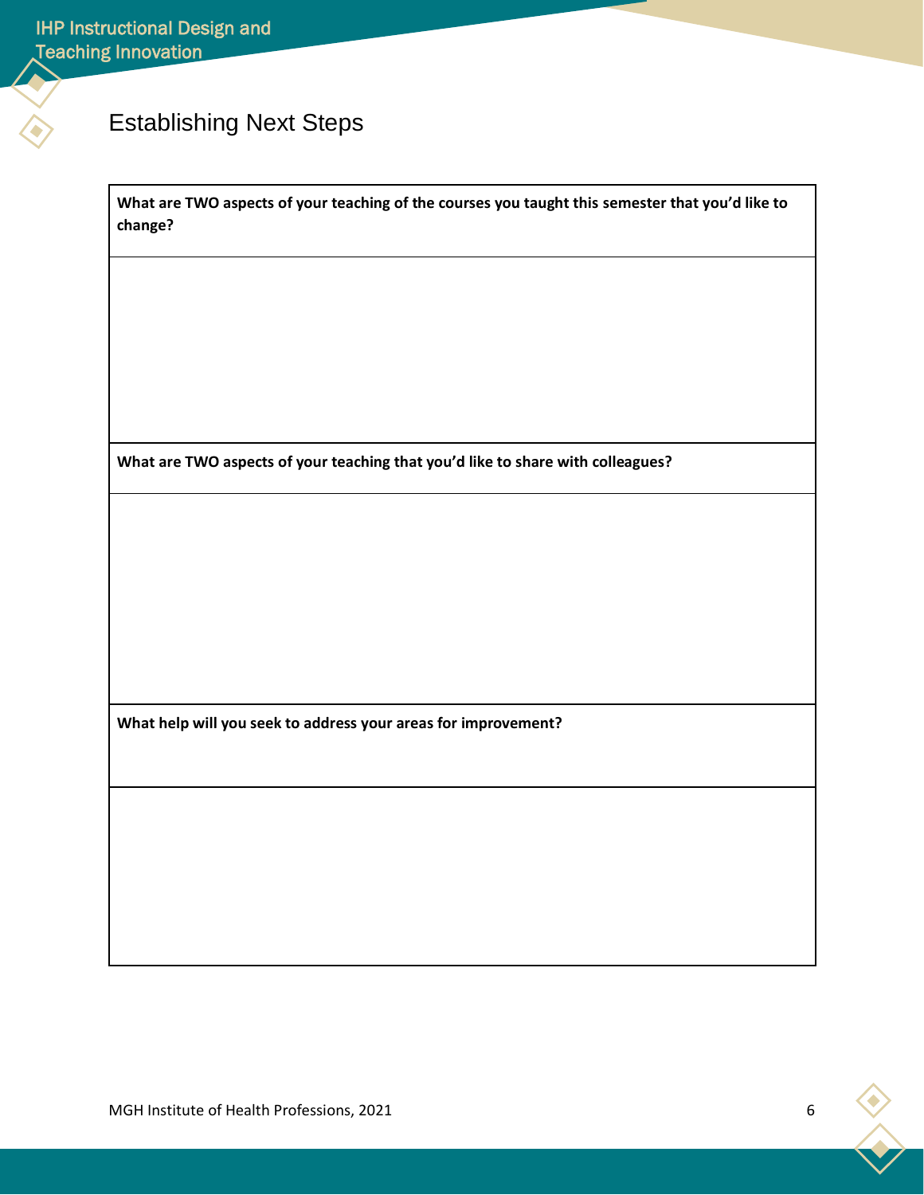# Establishing Next Steps

| **What are TWO aspects of your teaching of the courses you taught this semester that you'd like to change?** |
| --- |
| |
| **What are TWO aspects of your teaching that you'd like to share with colleagues?** |
| |
| **What help will you seek to address your areas for improvement?** |
| |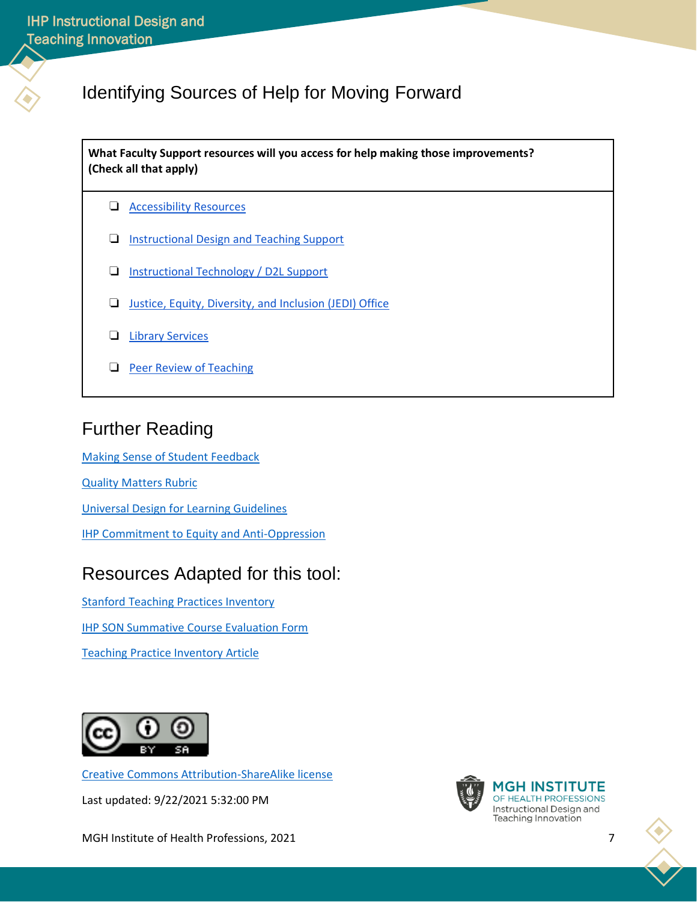## Identifying Sources of Help for Moving Forward

**What Faculty Support resources will you access for help making those improvements? (Check all that apply)**

- ❏ Accessibility Resources
- ❏ Instructional Design and Teaching Support
- ❏ Instructional Technology / D2L Support
- ❏ Justice, Equity, Diversity, and Inclusion (JEDI) Office
- ❏ Library Services
- ❏ Peer Review of Teaching

## Further Reading

Making Sense of Student Feedback

Quality Matters Rubric

Universal Design for Learning Guidelines

IHP Commitment to Equity and Anti-Oppression

## Resources Adapted for this tool:

Stanford Teaching Practices Inventory

IHP SON Summative Course Evaluation Form

Teaching Practice Inventory Article

Creative Commons Attribution-ShareAlike license

Last updated: 9/22/2021 5:32:00 PM

MGH Institute of Health Professions, 2021